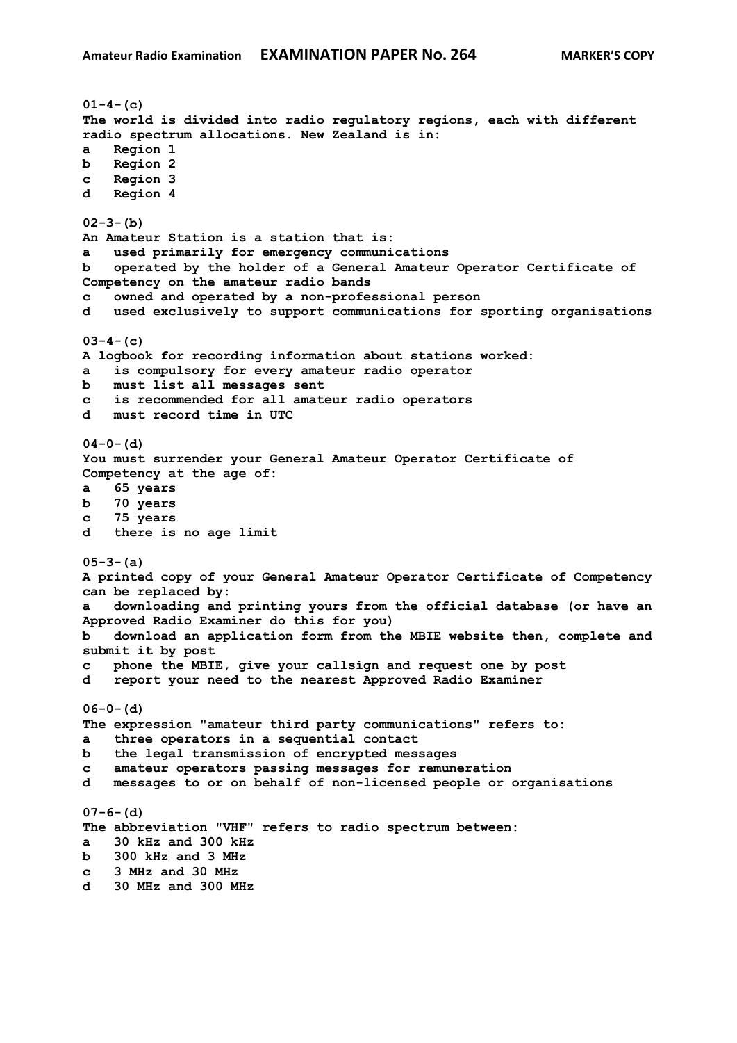**Amateur Radio Examination** **EXAMINATION PAPER No. 264** **MARKER'S COPY**

**01-4-(c)**
**The world is divided into radio regulatory regions, each with different radio spectrum allocations. New Zealand is in:**
**a Region 1**
**b Region 2**
**c Region 3**
**d Region 4**

**02-3-(b)**
**An Amateur Station is a station that is:**
**a used primarily for emergency communications**
**b operated by the holder of a General Amateur Operator Certificate of Competency on the amateur radio bands**
**c owned and operated by a non-professional person**
**d used exclusively to support communications for sporting organisations**

**03-4-(c)**
**A logbook for recording information about stations worked:**
**a is compulsory for every amateur radio operator**
**b must list all messages sent**
**c is recommended for all amateur radio operators**
**d must record time in UTC**

**04-0-(d)**
**You must surrender your General Amateur Operator Certificate of Competency at the age of:**
**a 65 years**
**b 70 years**
**c 75 years**
**d there is no age limit**

**05-3-(a)**
**A printed copy of your General Amateur Operator Certificate of Competency can be replaced by:**
**a downloading and printing yours from the official database (or have an Approved Radio Examiner do this for you)**
**b download an application form from the MBIE website then, complete and submit it by post**
**c phone the MBIE, give your callsign and request one by post**
**d report your need to the nearest Approved Radio Examiner**

**06-0-(d)**
**The expression "amateur third party communications" refers to:**
**a three operators in a sequential contact**
**b the legal transmission of encrypted messages**
**c amateur operators passing messages for remuneration**
**d messages to or on behalf of non-licensed people or organisations**

**07-6-(d)**
**The abbreviation "VHF" refers to radio spectrum between:**
**a 30 kHz and 300 kHz**
**b 300 kHz and 3 MHz**
**c 3 MHz and 30 MHz**
**d 30 MHz and 300 MHz**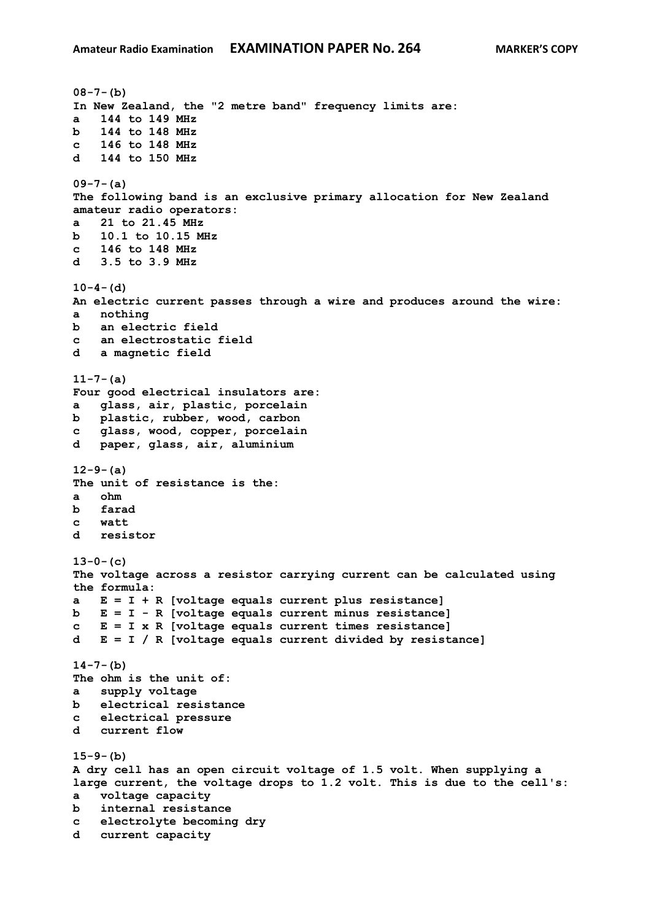**08-7-(b)**
**In New Zealand, the "2 metre band" frequency limits are:**
**a 144 to 149 MHz**
**b 144 to 148 MHz**
**c 146 to 148 MHz**
**d 144 to 150 MHz**

**09-7-(a)**
**The following band is an exclusive primary allocation for New Zealand amateur radio operators:**
**a 21 to 21.45 MHz**
**b 10.1 to 10.15 MHz**
**c 146 to 148 MHz**
**d 3.5 to 3.9 MHz**

**10-4-(d)**
**An electric current passes through a wire and produces around the wire:**
**a nothing**
**b an electric field**
**c an electrostatic field**
**d a magnetic field**

**11-7-(a)**
**Four good electrical insulators are:**
**a glass, air, plastic, porcelain**
**b plastic, rubber, wood, carbon**
**c glass, wood, copper, porcelain**
**d paper, glass, air, aluminium**

**12-9-(a)**
**The unit of resistance is the:**
**a ohm**
**b farad**
**c watt**
**d resistor**

**13-0-(c)**
**The voltage across a resistor carrying current can be calculated using the formula:**
**a $E = I + R$ [voltage equals current plus resistance]**
**b $E = I - R$ [voltage equals current minus resistance]**
**c $E = I \times R$ [voltage equals current times resistance]**
**d $E = I / R$ [voltage equals current divided by resistance]**

**14-7-(b)**
**The ohm is the unit of:**
**a supply voltage**
**b electrical resistance**
**c electrical pressure**
**d current flow**

**15-9-(b)**
**A dry cell has an open circuit voltage of 1.5 volt. When supplying a large current, the voltage drops to 1.2 volt. This is due to the cell's:**
**a voltage capacity**
**b internal resistance**
**c electrolyte becoming dry**
**d current capacity**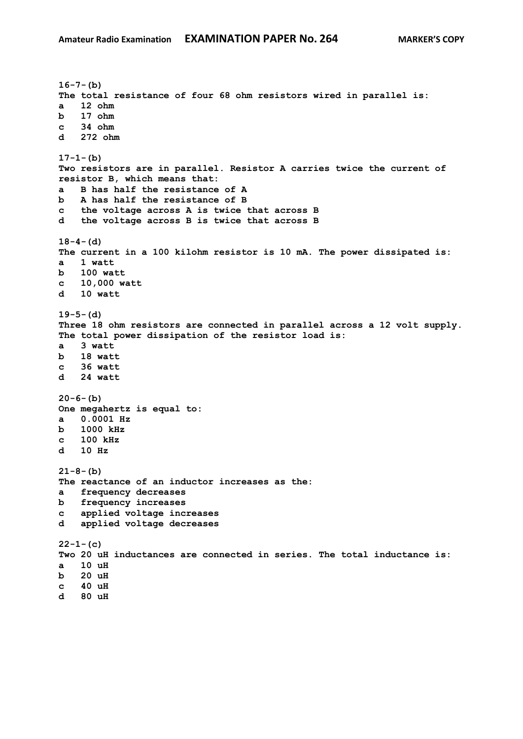**16-7-(b)**
**The total resistance of four 68 ohm resistors wired in parallel is:**
**a 12 ohm**
**b 17 ohm**
**c 34 ohm**
**d 272 ohm**

**17-1-(b)**
**Two resistors are in parallel. Resistor A carries twice the current of resistor B, which means that:**
**a B has half the resistance of A**
**b A has half the resistance of B**
**c the voltage across A is twice that across B**
**d the voltage across B is twice that across B**

**18-4-(d)**
**The current in a 100 kilohm resistor is 10 mA. The power dissipated is:**
**a 1 watt**
**b 100 watt**
**c 10,000 watt**
**d 10 watt**

**19-5-(d)**
**Three 18 ohm resistors are connected in parallel across a 12 volt supply. The total power dissipation of the resistor load is:**
**a 3 watt**
**b 18 watt**
**c 36 watt**
**d 24 watt**

**20-6-(b)**
**One megahertz is equal to:**
**a 0.0001 Hz**
**b 1000 kHz**
**c 100 kHz**
**d 10 Hz**

**21-8-(b)**
**The reactance of an inductor increases as the:**
**a frequency decreases**
**b frequency increases**
**c applied voltage increases**
**d applied voltage decreases**

**22-1-(c)**
**Two 20 uH inductances are connected in series. The total inductance is:**
**a 10 uH**
**b 20 uH**
**c 40 uH**
**d 80 uH**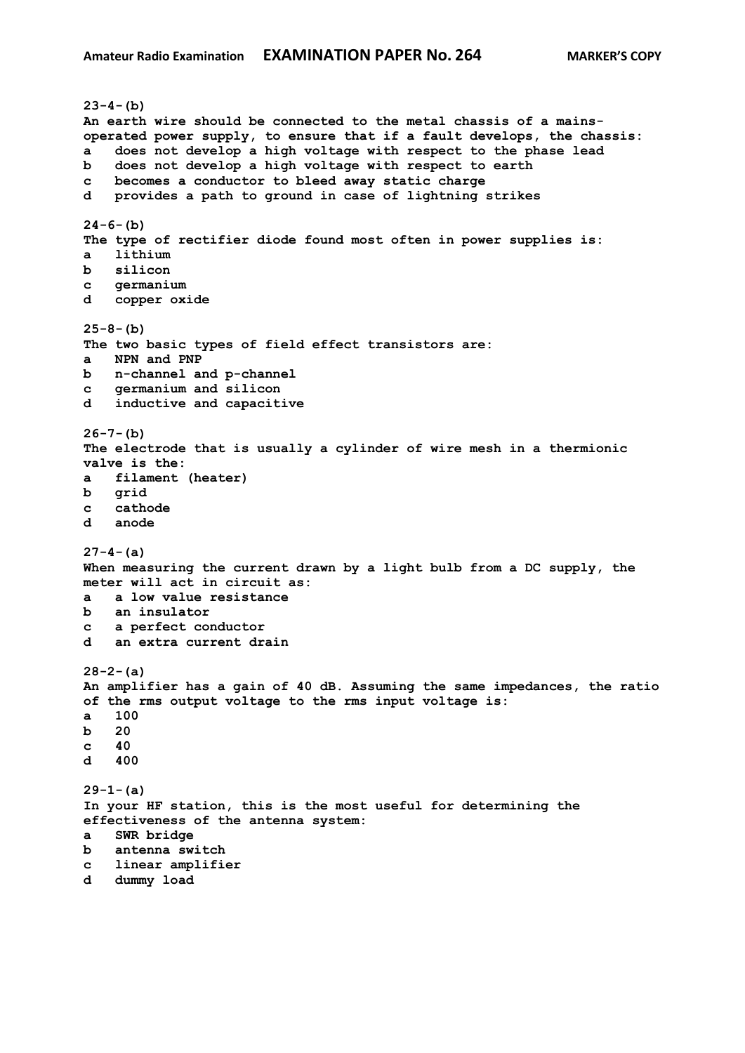**23-4-(b)**
**An earth wire should be connected to the metal chassis of a mains-operated power supply, to ensure that if a fault develops, the chassis:**
**a does not develop a high voltage with respect to the phase lead**
**b does not develop a high voltage with respect to earth**
**c becomes a conductor to bleed away static charge**
**d provides a path to ground in case of lightning strikes**

**24-6-(b)**
**The type of rectifier diode found most often in power supplies is:**
**a lithium**
**b silicon**
**c germanium**
**d copper oxide**

**25-8-(b)**
**The two basic types of field effect transistors are:**
**a NPN and PNP**
**b n-channel and p-channel**
**c germanium and silicon**
**d inductive and capacitive**

**26-7-(b)**
**The electrode that is usually a cylinder of wire mesh in a thermionic valve is the:**
**a filament (heater)**
**b grid**
**c cathode**
**d anode**

**27-4-(a)**
**When measuring the current drawn by a light bulb from a DC supply, the meter will act in circuit as:**
**a a low value resistance**
**b an insulator**
**c a perfect conductor**
**d an extra current drain**

**28-2-(a)**
**An amplifier has a gain of 40 dB. Assuming the same impedances, the ratio of the rms output voltage to the rms input voltage is:**
**a 100**
**b 20**
**c 40**
**d 400**

**29-1-(a)**
**In your HF station, this is the most useful for determining the effectiveness of the antenna system:**
**a SWR bridge**
**b antenna switch**
**c linear amplifier**
**d dummy load**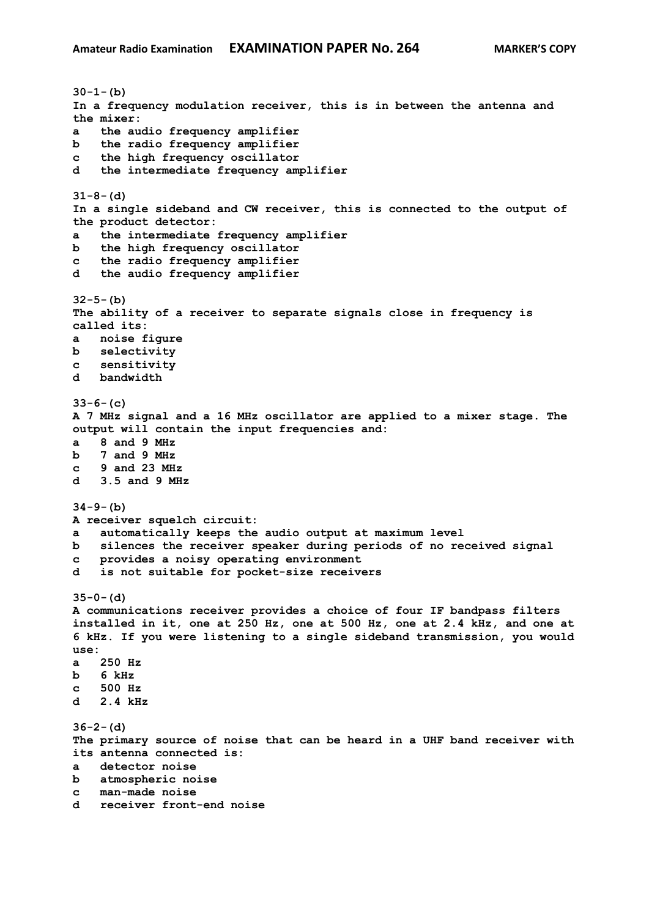**30-1-(b)**
**In a frequency modulation receiver, this is in between the antenna and the mixer:**
**a the audio frequency amplifier**
**b the radio frequency amplifier**
**c the high frequency oscillator**
**d the intermediate frequency amplifier**

**31-8-(d)**
**In a single sideband and CW receiver, this is connected to the output of the product detector:**
**a the intermediate frequency amplifier**
**b the high frequency oscillator**
**c the radio frequency amplifier**
**d the audio frequency amplifier**

**32-5-(b)**
**The ability of a receiver to separate signals close in frequency is called its:**
**a noise figure**
**b selectivity**
**c sensitivity**
**d bandwidth**

**33-6-(c)**
**A 7 MHz signal and a 16 MHz oscillator are applied to a mixer stage. The output will contain the input frequencies and:**
**a 8 and 9 MHz**
**b 7 and 9 MHz**
**c 9 and 23 MHz**
**d 3.5 and 9 MHz**

**34-9-(b)**
**A receiver squelch circuit:**
**a automatically keeps the audio output at maximum level**
**b silences the receiver speaker during periods of no received signal**
**c provides a noisy operating environment**
**d is not suitable for pocket-size receivers**

**35-0-(d)**
**A communications receiver provides a choice of four IF bandpass filters installed in it, one at 250 Hz, one at 500 Hz, one at 2.4 kHz, and one at 6 kHz. If you were listening to a single sideband transmission, you would use:**
**a 250 Hz**
**b 6 kHz**
**c 500 Hz**
**d 2.4 kHz**

**36-2-(d)**
**The primary source of noise that can be heard in a UHF band receiver with its antenna connected is:**
**a detector noise**
**b atmospheric noise**
**c man-made noise**
**d receiver front-end noise**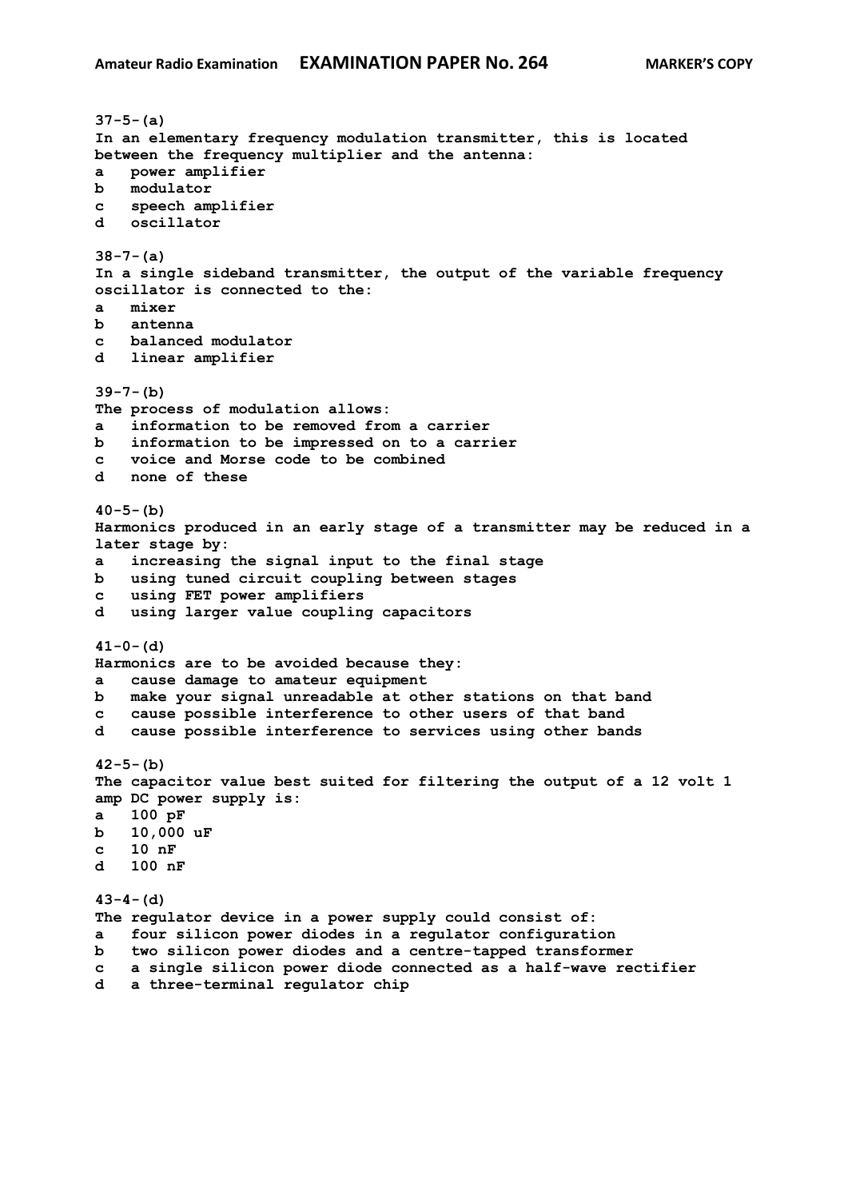**37-5-(a)**
**In an elementary frequency modulation transmitter, this is located between the frequency multiplier and the antenna:**
**a power amplifier**
**b modulator**
**c speech amplifier**
**d oscillator**

**38-7-(a)**
**In a single sideband transmitter, the output of the variable frequency oscillator is connected to the:**
**a mixer**
**b antenna**
**c balanced modulator**
**d linear amplifier**

**39-7-(b)**
**The process of modulation allows:**
**a information to be removed from a carrier**
**b information to be impressed on to a carrier**
**c voice and Morse code to be combined**
**d none of these**

**40-5-(b)**
**Harmonics produced in an early stage of a transmitter may be reduced in a later stage by:**
**a increasing the signal input to the final stage**
**b using tuned circuit coupling between stages**
**c using FET power amplifiers**
**d using larger value coupling capacitors**

**41-0-(d)**
**Harmonics are to be avoided because they:**
**a cause damage to amateur equipment**
**b make your signal unreadable at other stations on that band**
**c cause possible interference to other users of that band**
**d cause possible interference to services using other bands**

**42-5-(b)**
**The capacitor value best suited for filtering the output of a 12 volt 1 amp DC power supply is:**
**a 100 pF**
**b 10,000 uF**
**c 10 nF**
**d 100 nF**

**43-4-(d)**
**The regulator device in a power supply could consist of:**
**a four silicon power diodes in a regulator configuration**
**b two silicon power diodes and a centre-tapped transformer**
**c a single silicon power diode connected as a half-wave rectifier**
**d a three-terminal regulator chip**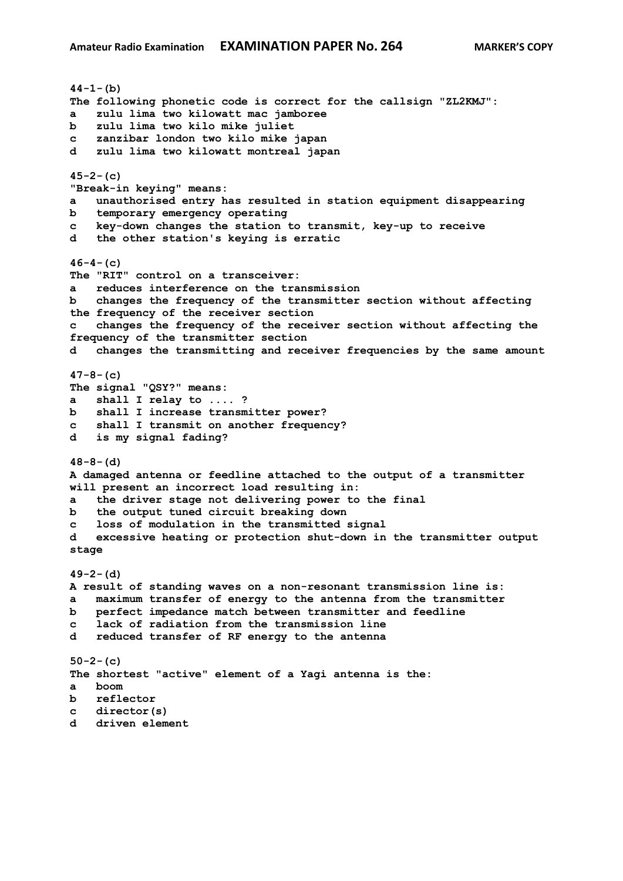**44-1-(b)**
**The following phonetic code is correct for the callsign "ZL2KMJ":**
a zulu lima two kilowatt mac jamboree
b zulu lima two kilo mike juliet
c zanzibar london two kilo mike japan
d zulu lima two kilowatt montreal japan

**45-2-(c)**
**"Break-in keying" means:**
a unauthorised entry has resulted in station equipment disappearing
b temporary emergency operating
c key-down changes the station to transmit, key-up to receive
d the other station's keying is erratic

**46-4-(c)**
**The "RIT" control on a transceiver:**
a reduces interference on the transmission
b changes the frequency of the transmitter section without affecting the frequency of the receiver section
c changes the frequency of the receiver section without affecting the frequency of the transmitter section
d changes the transmitting and receiver frequencies by the same amount

**47-8-(c)**
**The signal "QSY?" means:**
a shall I relay to .... ?
b shall I increase transmitter power?
c shall I transmit on another frequency?
d is my signal fading?

**48-8-(d)**
**A damaged antenna or feedline attached to the output of a transmitter will present an incorrect load resulting in:**
a the driver stage not delivering power to the final
b the output tuned circuit breaking down
c loss of modulation in the transmitted signal
d excessive heating or protection shut-down in the transmitter output stage

**49-2-(d)**
**A result of standing waves on a non-resonant transmission line is:**
a maximum transfer of energy to the antenna from the transmitter
b perfect impedance match between transmitter and feedline
c lack of radiation from the transmission line
d reduced transfer of RF energy to the antenna

**50-2-(c)**
**The shortest "active" element of a Yagi antenna is the:**
a boom
b reflector
c director(s)
d driven element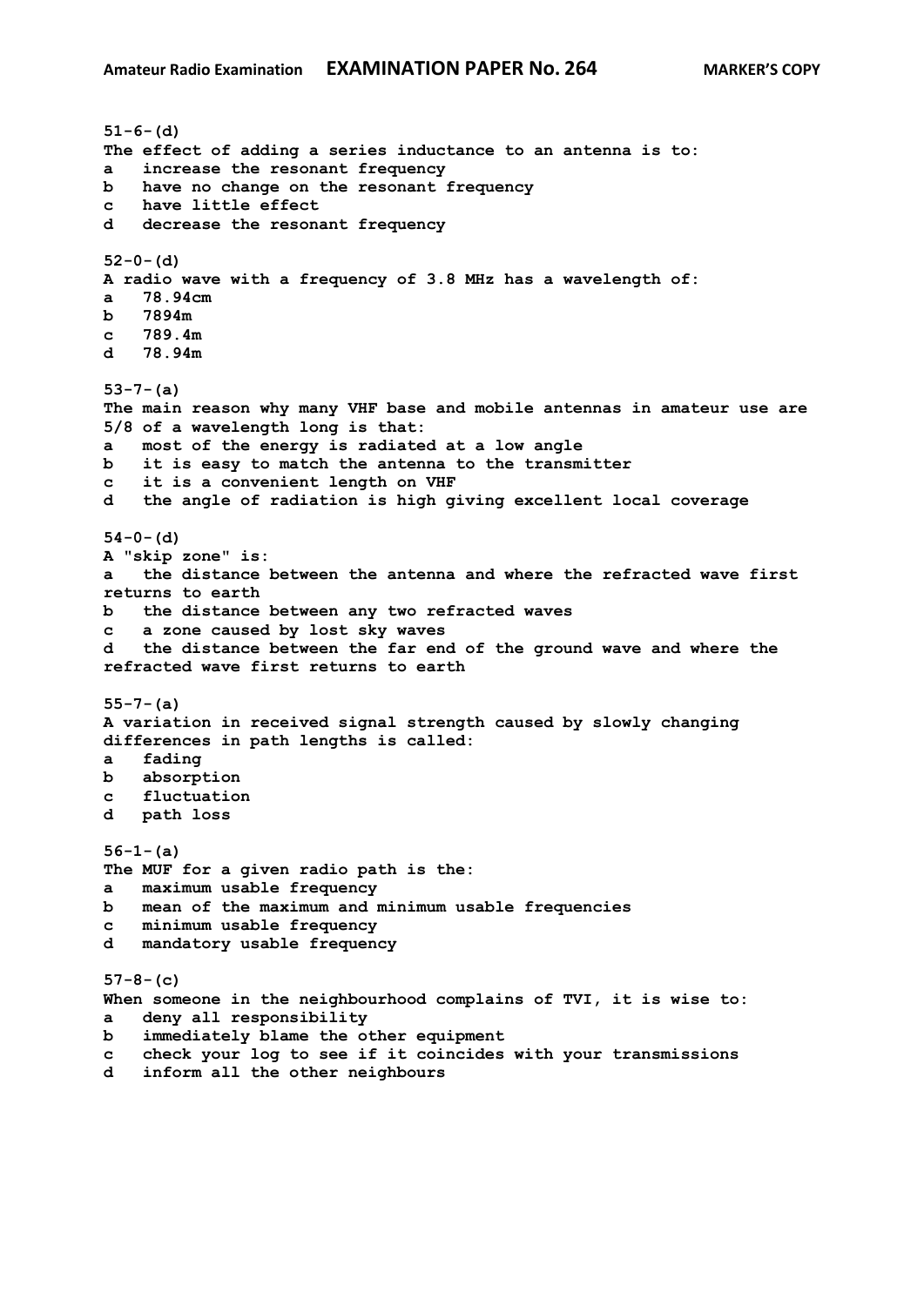**51-6-(d)**
**The effect of adding a series inductance to an antenna is to:**
**a   increase the resonant frequency**
**b   have no change on the resonant frequency**
**c   have little effect**
**d   decrease the resonant frequency**

**52-0-(d)**
**A radio wave with a frequency of 3.8 MHz has a wavelength of:**
**a   78.94cm**
**b   7894m**
**c   789.4m**
**d   78.94m**

**53-7-(a)**
**The main reason why many VHF base and mobile antennas in amateur use are 5/8 of a wavelength long is that:**
**a   most of the energy is radiated at a low angle**
**b   it is easy to match the antenna to the transmitter**
**c   it is a convenient length on VHF**
**d   the angle of radiation is high giving excellent local coverage**

**54-0-(d)**
**A "skip zone" is:**
**a   the distance between the antenna and where the refracted wave first returns to earth**
**b   the distance between any two refracted waves**
**c   a zone caused by lost sky waves**
**d   the distance between the far end of the ground wave and where the refracted wave first returns to earth**

**55-7-(a)**
**A variation in received signal strength caused by slowly changing differences in path lengths is called:**
**a   fading**
**b   absorption**
**c   fluctuation**
**d   path loss**

**56-1-(a)**
**The MUF for a given radio path is the:**
**a   maximum usable frequency**
**b   mean of the maximum and minimum usable frequencies**
**c   minimum usable frequency**
**d   mandatory usable frequency**

**57-8-(c)**
**When someone in the neighbourhood complains of TVI, it is wise to:**
**a   deny all responsibility**
**b   immediately blame the other equipment**
**c   check your log to see if it coincides with your transmissions**
**d   inform all the other neighbours**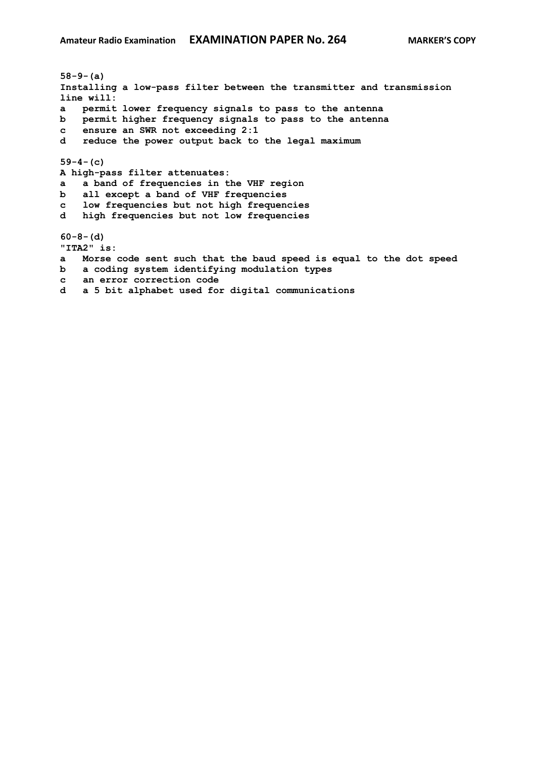**58-9-(a)**
**Installing a low-pass filter between the transmitter and transmission line will:**
**a permit lower frequency signals to pass to the antenna**
**b permit higher frequency signals to pass to the antenna**
**c ensure an SWR not exceeding 2:1**
**d reduce the power output back to the legal maximum**

**59-4-(c)**
**A high-pass filter attenuates:**
**a a band of frequencies in the VHF region**
**b all except a band of VHF frequencies**
**c low frequencies but not high frequencies**
**d high frequencies but not low frequencies**

**60-8-(d)**
**"ITA2" is:**
**a Morse code sent such that the baud speed is equal to the dot speed**
**b a coding system identifying modulation types**
**c an error correction code**
**d a 5 bit alphabet used for digital communications**